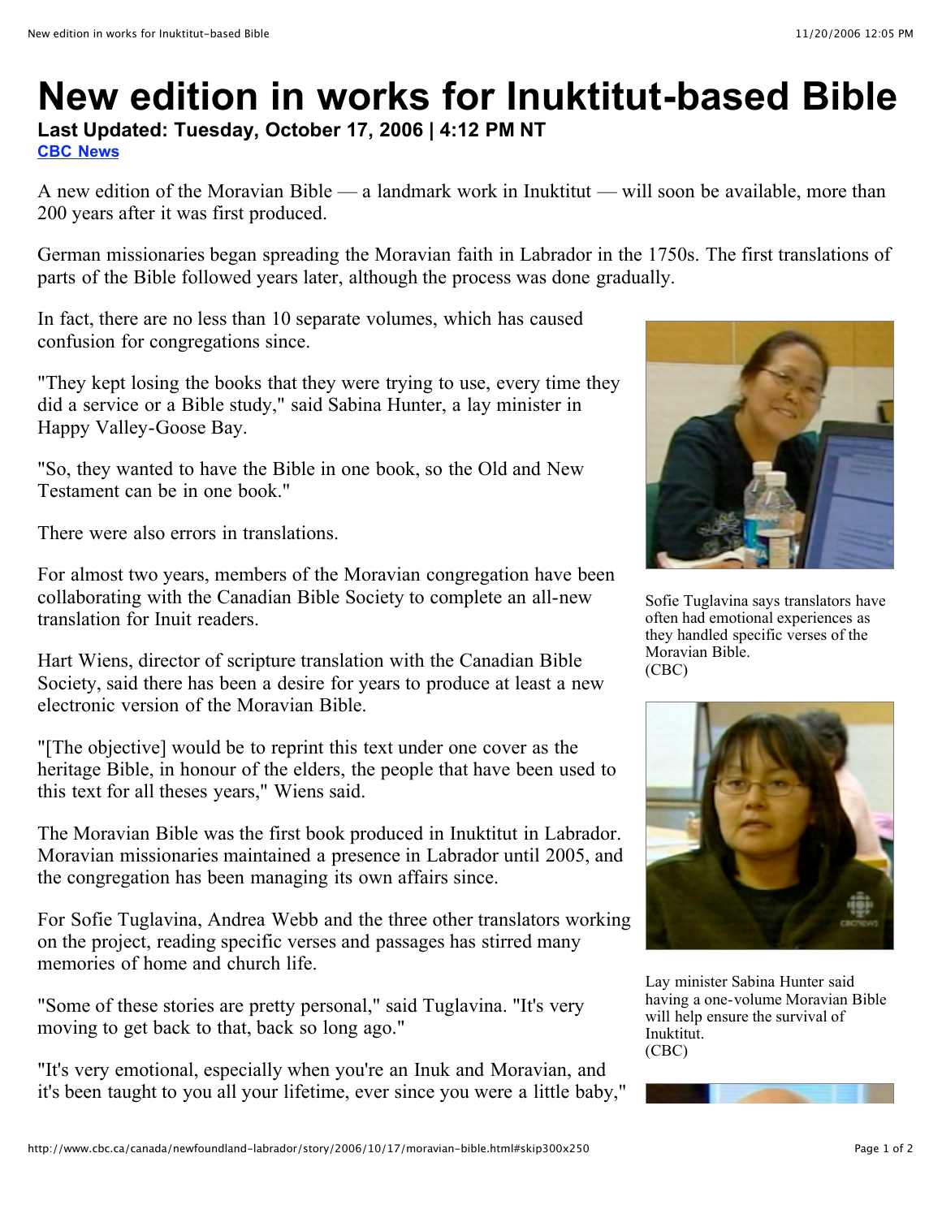# New edition in works for Inuktitut-based Bible

**Last Updated: Tuesday, October 17, 2006 | 4:12 PM NT**

**CBC News**

A new edition of the Moravian Bible — a landmark work in Inuktitut — will soon be available, more than 200 years after it was first produced.

German missionaries began spreading the Moravian faith in Labrador in the 1750s. The first translations of parts of the Bible followed years later, although the process was done gradually.

In fact, there are no less than 10 separate volumes, which has caused confusion for congregations since.

"They kept losing the books that they were trying to use, every time they did a service or a Bible study," said Sabina Hunter, a lay minister in Happy Valley-Goose Bay.

"So, they wanted to have the Bible in one book, so the Old and New Testament can be in one book."

There were also errors in translations.

For almost two years, members of the Moravian congregation have been collaborating with the Canadian Bible Society to complete an all-new translation for Inuit readers.

Hart Wiens, director of scripture translation with the Canadian Bible Society, said there has been a desire for years to produce at least a new electronic version of the Moravian Bible.

"[The objective] would be to reprint this text under one cover as the heritage Bible, in honour of the elders, the people that have been used to this text for all theses years," Wiens said.

The Moravian Bible was the first book produced in Inuktitut in Labrador. Moravian missionaries maintained a presence in Labrador until 2005, and the congregation has been managing its own affairs since.

For Sofie Tuglavina, Andrea Webb and the three other translators working on the project, reading specific verses and passages has stirred many memories of home and church life.

"Some of these stories are pretty personal," said Tuglavina. "It's very moving to get back to that, back so long ago."

"It's very emotional, especially when you're an Inuk and Moravian, and it's been taught to you all your lifetime, ever since you were a little baby,"

Sofie Tuglavina says translators have often had emotional experiences as they handled specific verses of the Moravian Bible.
(CBC)

Lay minister Sabina Hunter said having a one-volume Moravian Bible will help ensure the survival of Inuktitut.
(CBC)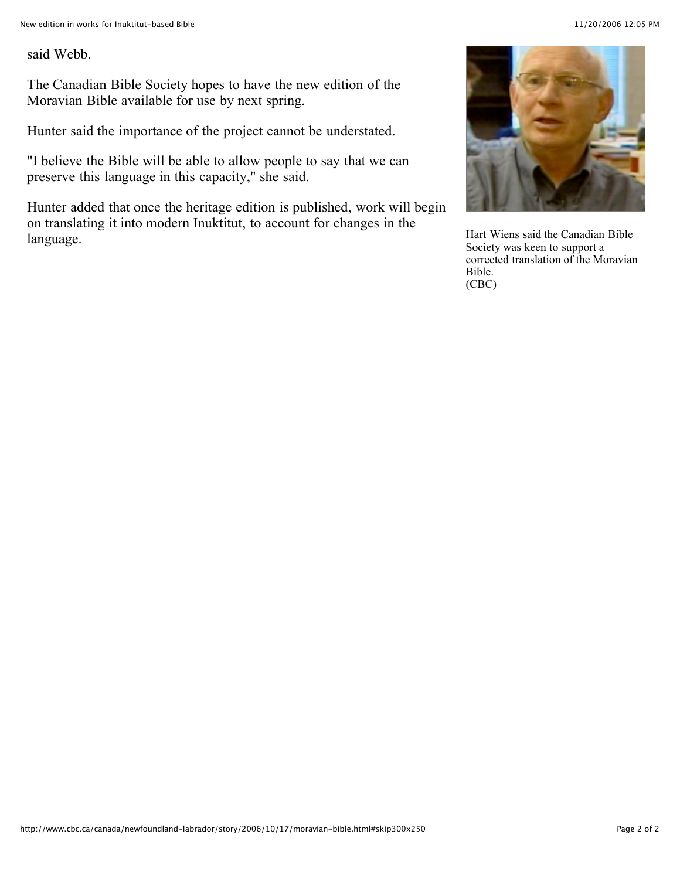said Webb.

The Canadian Bible Society hopes to have the new edition of the Moravian Bible available for use by next spring.

Hunter said the importance of the project cannot be understated.

"I believe the Bible will be able to allow people to say that we can preserve this language in this capacity," she said.

Hunter added that once the heritage edition is published, work will begin on translating it into modern Inuktitut, to account for changes in the language.

Hart Wiens said the Canadian Bible Society was keen to support a corrected translation of the Moravian Bible.
(CBC)